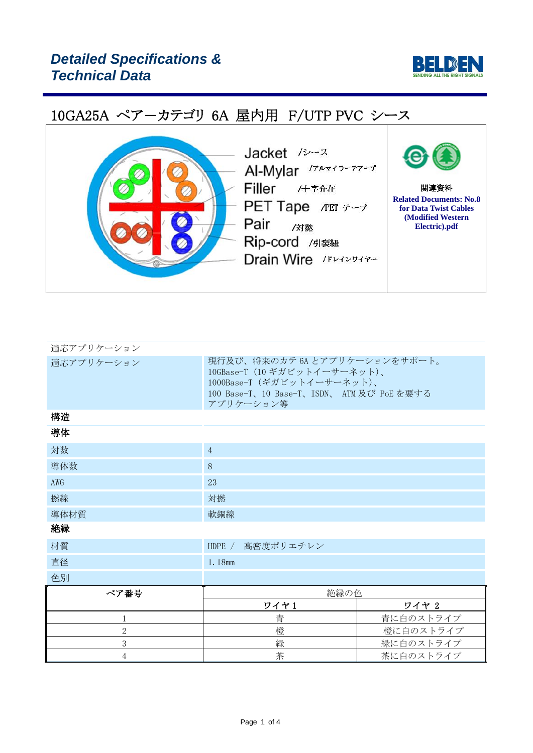# Detailed Specifications & Technical Data

## 10GA25A ペアーカテゴリ 6A 屋内用 F/UTP PVC シース

Jacket /シース
Al-Mylar /アルマイラーテアープ
Filler /十字介在
PET Tape /PET テープ
Pair /対撚
Rip-cord /引裂紐
Drain Wire /ドレインワイヤー

関連資料
**Related Documents: No.8 for Data Twist Cables (Modified Western Electric).pdf**

| 適応アプリケーション | |
|---|---|
| 適応アプリケーション | 現行及び、将来のカテ 6A とアプリケーションをサポート。<br>10GBase-T（10 ギガビットイーサーネット)、<br>1000Base-T（ギガビットイーサーネット)、<br>100 Base-T、10 Base-T、ISDN、 ATM 及び PoE を要する<br>アプリケーション等 |
| **構造** | |
| **導体** | |
| 対数 | 4 |
| 導体数 | 8 |
| AWG | 23 |
| 撚線 | 対撚 |
| 導体材質 | 軟銅線 |
| **絶縁** | |
| 材質 | HDPE / 高密度ポリエチレン |
| 直径 | 1.18mm |
| 色別 | |

| ペア番号 | 絶縁の色 | |
|---|---|---|
| | ワイヤ 1 | ワイヤ 2 |
| 1 | 青 | 青に白のストライプ |
| 2 | 橙 | 橙に白のストライプ |
| 3 | 緑 | 緑に白のストライプ |
| 4 | 茶 | 茶に白のストライプ |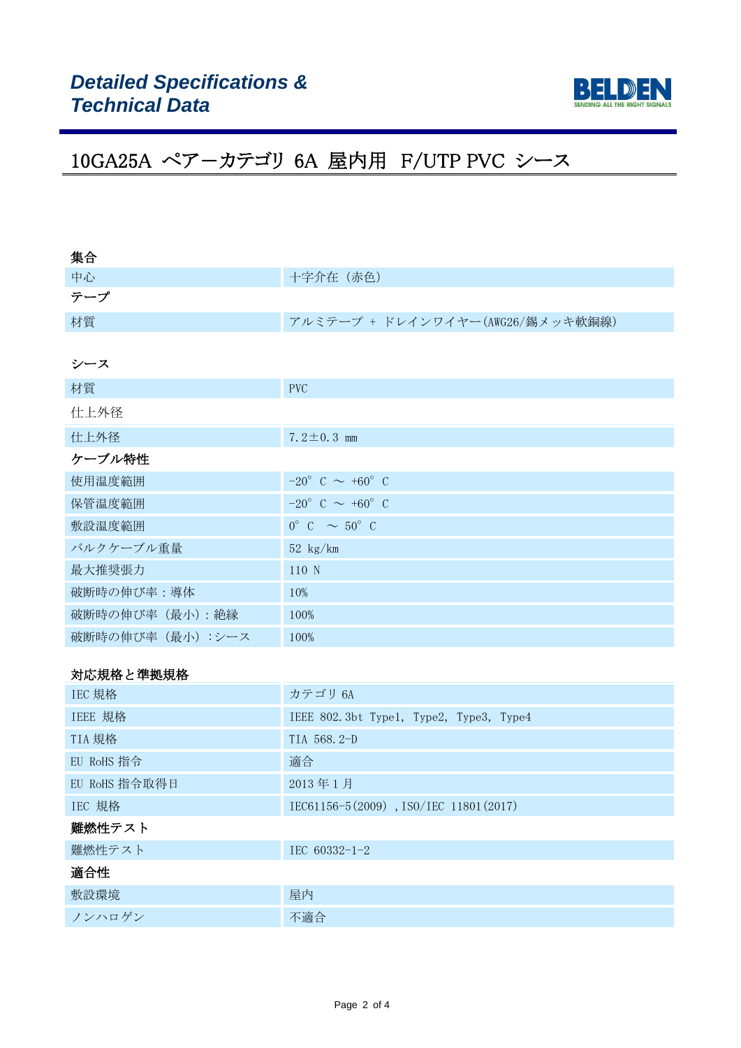# *Detailed Specifications & Technical Data*

## 10GA25A ペアーカテゴリ 6A 屋内用 F/UTP PVC シース

### 集合

| | |
|---|---|
| 中心 | 十字介在（赤色） |

### テープ

| | |
|---|---|
| 材質 | アルミテープ + ドレインワイヤー(AWG26/錫メッキ軟銅線) |

### シース

| | |
|---|---|
| 材質 | PVC |

### 仕上外径

| | |
|---|---|
| 仕上外径 | 7.2±0.3 mm |

### ケーブル特性

| | |
|---|---|
| 使用温度範囲 | -20° C ～ +60° C |
| 保管温度範囲 | -20° C ～ +60° C |
| 敷設温度範囲 | 0° C ～ 50° C |
| バルクケーブル重量 | 52 kg/km |
| 最大推奨張力 | 110 N |
| 破断時の伸び率：導体 | 10% |
| 破断時の伸び率（最小）：絶縁 | 100% |
| 破断時の伸び率（最小）：シース | 100% |

### 対応規格と準拠規格

| | |
|---|---|
| IEC 規格 | カテゴリ 6A |
| IEEE 規格 | IEEE 802.3bt Type1, Type2, Type3, Type4 |
| TIA 規格 | TIA 568.2-D |
| EU RoHS 指令 | 適合 |
| EU RoHS 指令取得日 | 2013 年 1 月 |
| IEC 規格 | IEC61156-5(2009) ,ISO/IEC 11801(2017) |

### 難燃性テスト

| | |
|---|---|
| 難燃性テスト | IEC 60332-1-2 |

### 適合性

| | |
|---|---|
| 敷設環境 | 屋内 |
| ノンハロゲン | 不適合 |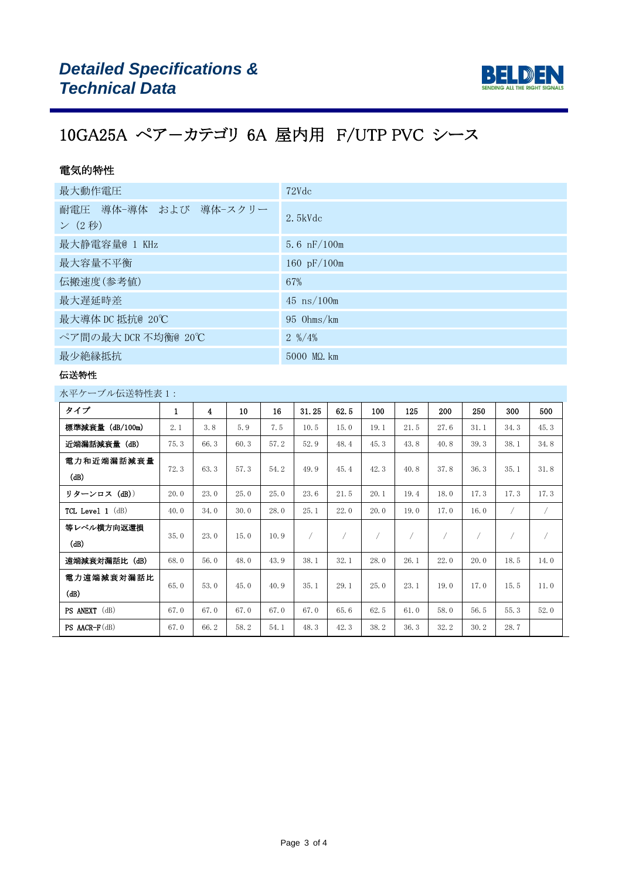**Detailed Specifications & Technical Data**

# 10GA25A ペアーカテゴリ 6A 屋内用 F/UTP PVC シース

## 電気的特性

| | |
|---|---|
| 最大動作電圧 | 72Vdc |
| 耐電圧 導体-導体 および 導体-スクリーン (2 秒) | 2.5kVdc |
| 最大静電容量@ 1 KHz | 5.6 nF/100m |
| 最大容量不平衡 | 160 pF/100m |
| 伝搬速度(参考値) | 67% |
| 最大遅延時差 | 45 ns/100m |
| 最大導体 DC 抵抗@ 20℃ | 95 Ohms/km |
| ペア間の最大 DCR 不均衡@ 20℃ | 2 %/4% |
| 最少絶縁抵抗 | 5000 MΩ.km |

## 伝送特性

水平ケーブル伝送特性表 1：

| タイプ | 1 | 4 | 10 | 16 | 31.25 | 62.5 | 100 | 125 | 200 | 250 | 300 | 500 |
|---|---|---|---|---|---|---|---|---|---|---|---|---|
| 標準減衰量 (dB/100m) | 2.1 | 3.8 | 5.9 | 7.5 | 10.5 | 15.0 | 19.1 | 21.5 | 27.6 | 31.1 | 34.3 | 45.3 |
| 近端漏話減衰量 (dB) | 75.3 | 66.3 | 60.3 | 57.2 | 52.9 | 48.4 | 45.3 | 43.8 | 40.8 | 39.3 | 38.1 | 34.8 |
| 電力和近端漏話減衰量 (dB) | 72.3 | 63.3 | 57.3 | 54.2 | 49.9 | 45.4 | 42.3 | 40.8 | 37.8 | 36.3 | 35.1 | 31.8 |
| リターンロス (dB)) | 20.0 | 23.0 | 25.0 | 25.0 | 23.6 | 21.5 | 20.1 | 19.4 | 18.0 | 17.3 | 17.3 | 17.3 |
| TCL Level 1 (dB) | 40.0 | 34.0 | 30.0 | 28.0 | 25.1 | 22.0 | 20.0 | 19.0 | 17.0 | 16.0 | / | / |
| 等レベル横方向返還損 (dB) | 35.0 | 23.0 | 15.0 | 10.9 | / | / | / | / | / | / | / | / |
| 遠端減衰対漏話比 (dB) | 68.0 | 56.0 | 48.0 | 43.9 | 38.1 | 32.1 | 28.0 | 26.1 | 22.0 | 20.0 | 18.5 | 14.0 |
| 電力遠端減衰対漏話比 (dB) | 65.0 | 53.0 | 45.0 | 40.9 | 35.1 | 29.1 | 25.0 | 23.1 | 19.0 | 17.0 | 15.5 | 11.0 |
| PS ANEXT (dB) | 67.0 | 67.0 | 67.0 | 67.0 | 67.0 | 65.6 | 62.5 | 61.0 | 58.0 | 56.5 | 55.3 | 52.0 |
| PS AACR-F (dB) | 67.0 | 66.2 | 58.2 | 54.1 | 48.3 | 42.3 | 38.2 | 36.3 | 32.2 | 30.2 | 28.7 | |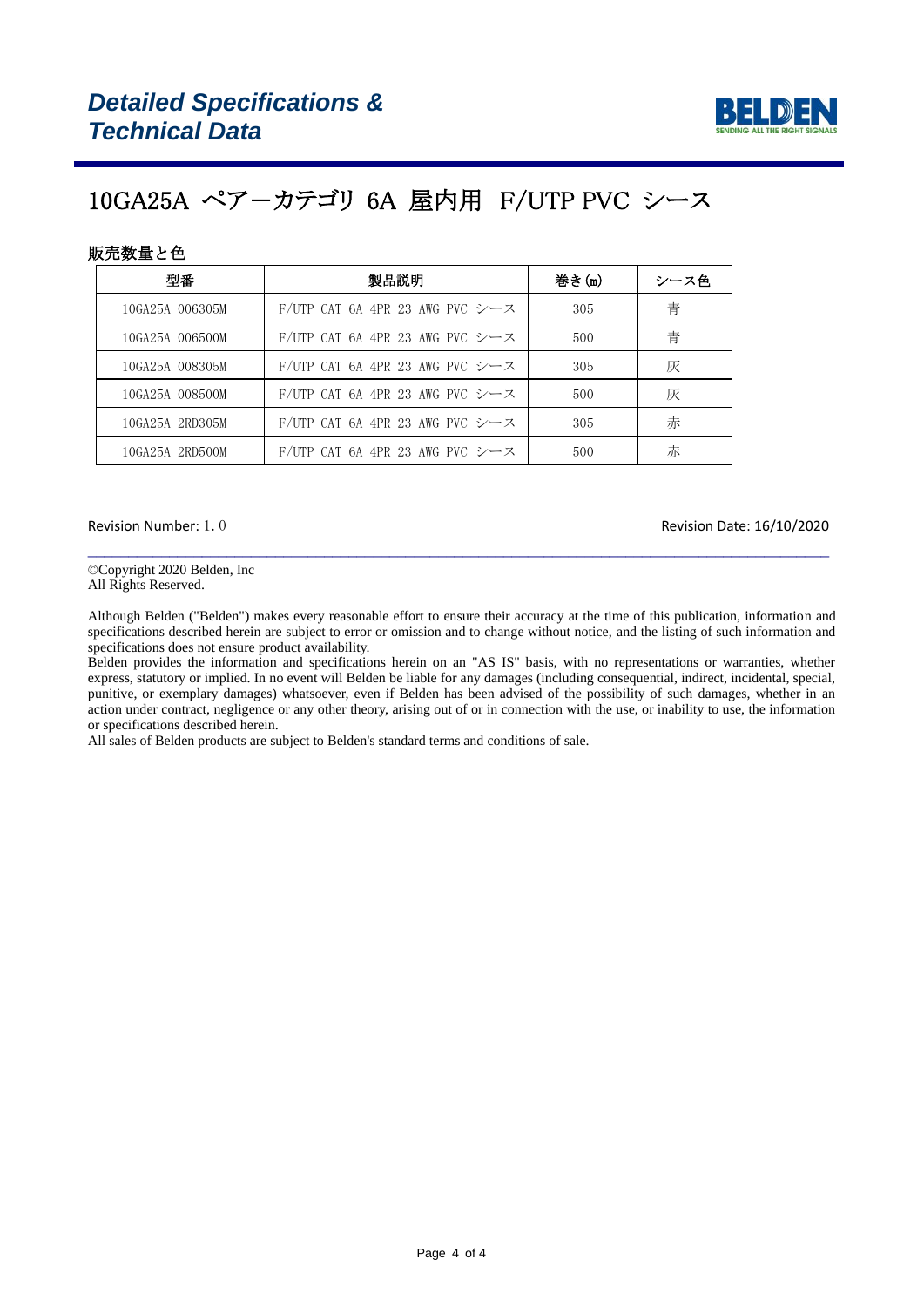# 10GA25A ペアーカテゴリ 6A 屋内用 F/UTP PVC シース

## 販売数量と色

| 型番 | 製品説明 | 巻き(m) | シース色 |
|---|---|---|---|
| 10GA25A 006305M | F/UTP CAT 6A 4PR 23 AWG PVC シース | 305 | 青 |
| 10GA25A 006500M | F/UTP CAT 6A 4PR 23 AWG PVC シース | 500 | 青 |
| 10GA25A 008305M | F/UTP CAT 6A 4PR 23 AWG PVC シース | 305 | 灰 |
| 10GA25A 008500M | F/UTP CAT 6A 4PR 23 AWG PVC シース | 500 | 灰 |
| 10GA25A 2RD305M | F/UTP CAT 6A 4PR 23 AWG PVC シース | 305 | 赤 |
| 10GA25A 2RD500M | F/UTP CAT 6A 4PR 23 AWG PVC シース | 500 | 赤 |

Revision Number: 1.0

Revision Date: 16/10/2020

©Copyright 2020 Belden, Inc
All Rights Reserved.

Although Belden ("Belden") makes every reasonable effort to ensure their accuracy at the time of this publication, information and specifications described herein are subject to error or omission and to change without notice, and the listing of such information and specifications does not ensure product availability.
Belden provides the information and specifications herein on an "AS IS" basis, with no representations or warranties, whether express, statutory or implied. In no event will Belden be liable for any damages (including consequential, indirect, incidental, special, punitive, or exemplary damages) whatsoever, even if Belden has been advised of the possibility of such damages, whether in an action under contract, negligence or any other theory, arising out of or in connection with the use, or inability to use, the information or specifications described herein.
All sales of Belden products are subject to Belden's standard terms and conditions of sale.